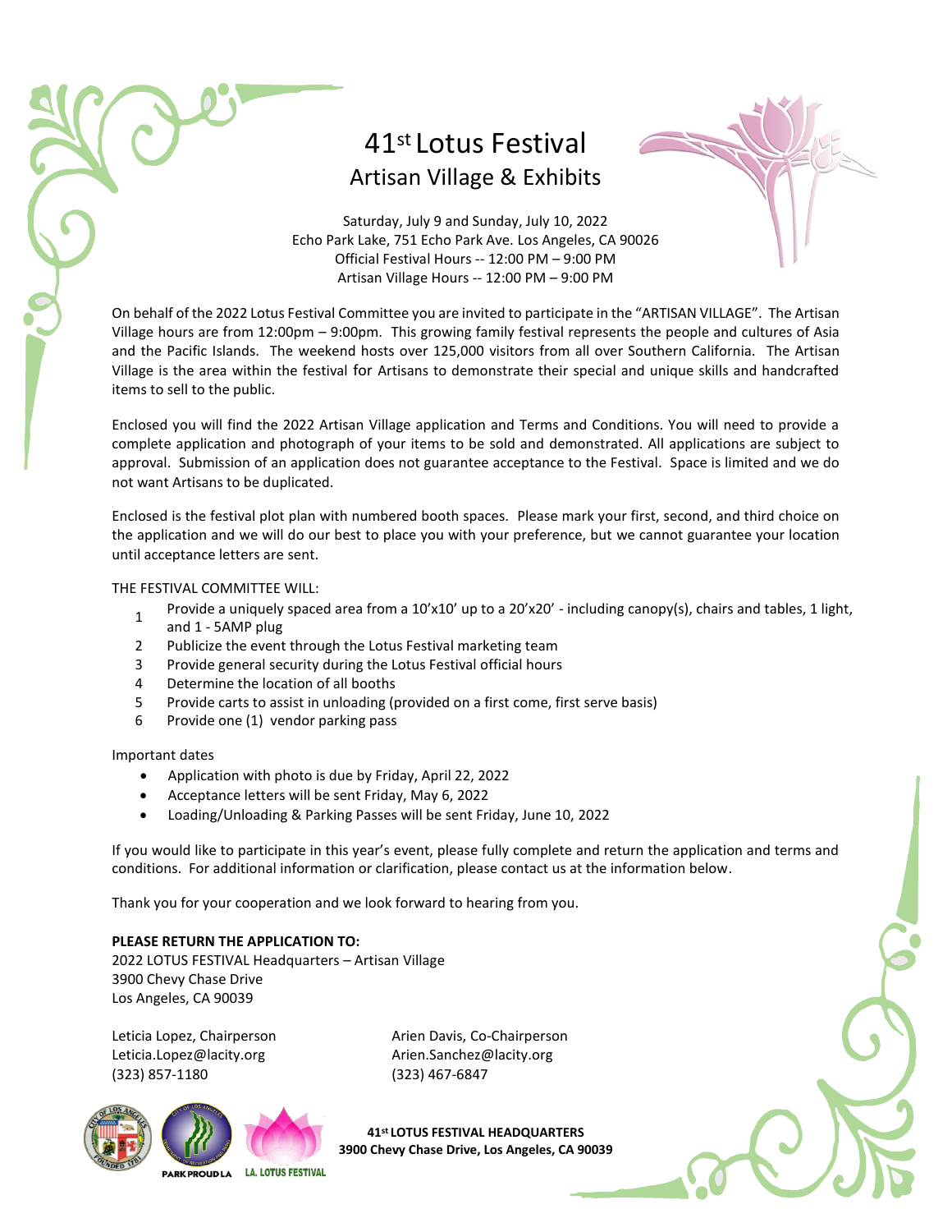# 41st Lotus Festival
## Artisan Village & Exhibits

Saturday, July 9 and Sunday, July 10, 2022
Echo Park Lake, 751 Echo Park Ave. Los Angeles, CA 90026
Official Festival Hours -- 12:00 PM – 9:00 PM
Artisan Village Hours -- 12:00 PM – 9:00 PM

On behalf of the 2022 Lotus Festival Committee you are invited to participate in the "ARTISAN VILLAGE". The Artisan Village hours are from 12:00pm – 9:00pm. This growing family festival represents the people and cultures of Asia and the Pacific Islands. The weekend hosts over 125,000 visitors from all over Southern California. The Artisan Village is the area within the festival for Artisans to demonstrate their special and unique skills and handcrafted items to sell to the public.

Enclosed you will find the 2022 Artisan Village application and Terms and Conditions. You will need to provide a complete application and photograph of your items to be sold and demonstrated. All applications are subject to approval. Submission of an application does not guarantee acceptance to the Festival. Space is limited and we do not want Artisans to be duplicated.

Enclosed is the festival plot plan with numbered booth spaces. Please mark your first, second, and third choice on the application and we will do our best to place you with your preference, but we cannot guarantee your location until acceptance letters are sent.

THE FESTIVAL COMMITTEE WILL:

1. Provide a uniquely spaced area from a 10'x10' up to a 20'x20' - including canopy(s), chairs and tables, 1 light, and 1 - 5AMP plug
2. Publicize the event through the Lotus Festival marketing team
3. Provide general security during the Lotus Festival official hours
4. Determine the location of all booths
5. Provide carts to assist in unloading (provided on a first come, first serve basis)
6. Provide one (1) vendor parking pass

Important dates

- Application with photo is due by Friday, April 22, 2022
- Acceptance letters will be sent Friday, May 6, 2022
- Loading/Unloading & Parking Passes will be sent Friday, June 10, 2022

If you would like to participate in this year's event, please fully complete and return the application and terms and conditions. For additional information or clarification, please contact us at the information below.

Thank you for your cooperation and we look forward to hearing from you.

**PLEASE RETURN THE APPLICATION TO:**
2022 LOTUS FESTIVAL Headquarters – Artisan Village
3900 Chevy Chase Drive
Los Angeles, CA 90039

Leticia Lopez, Chairperson
Leticia.Lopez@lacity.org
(323) 857-1180

Arien Davis, Co-Chairperson
Arien.Sanchez@lacity.org
(323) 467-6847

PARK PROUD LA   LA. LOTUS FESTIVAL

**41st LOTUS FESTIVAL HEADQUARTERS**
**3900 Chevy Chase Drive, Los Angeles, CA 90039**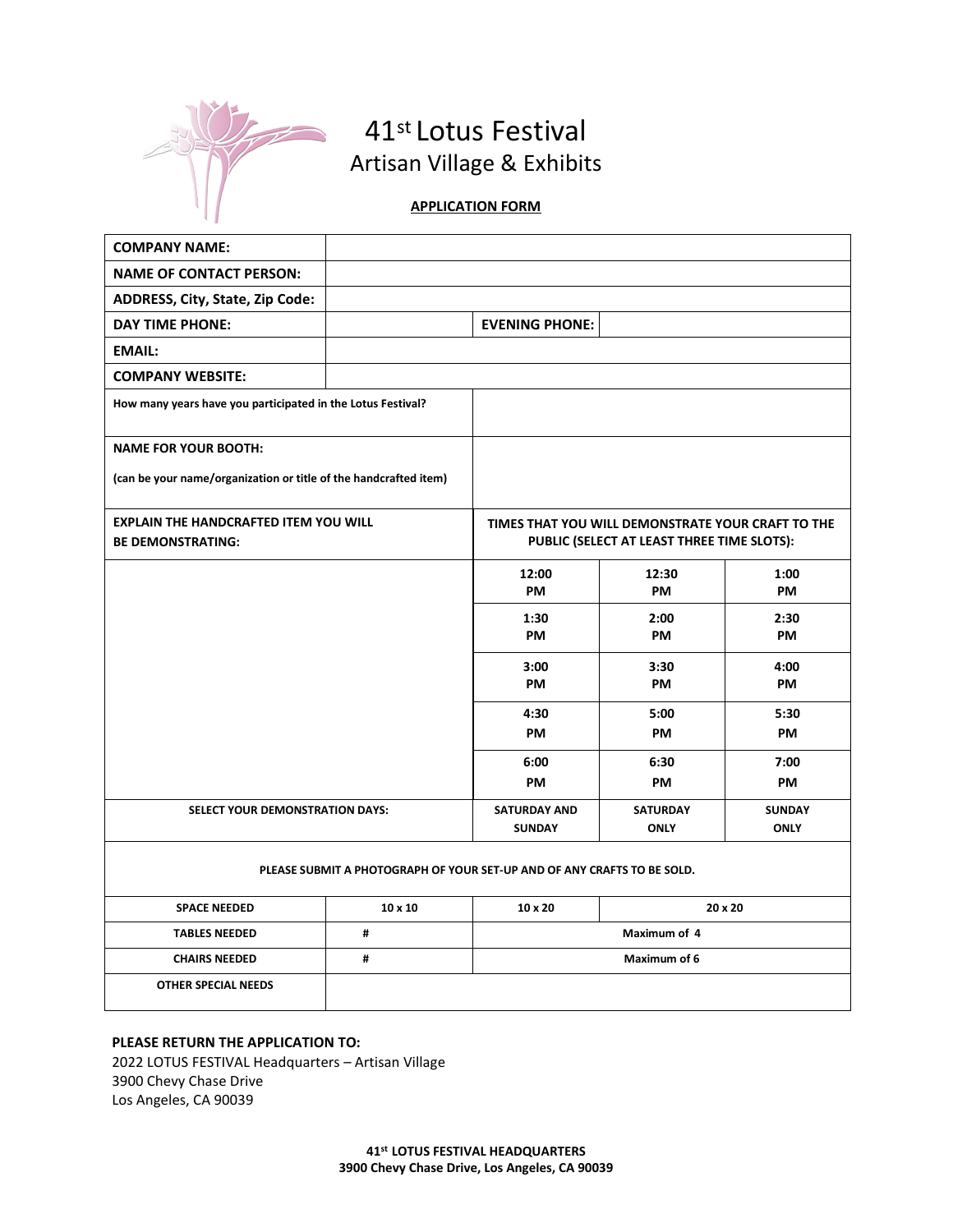# 41st Lotus Festival
## Artisan Village & Exhibits

**APPLICATION FORM**

| | | | | |
|---|---|---|---|---|
| **COMPANY NAME:** | | | | |
| **NAME OF CONTACT PERSON:** | | | | |
| **ADDRESS, City, State, Zip Code:** | | | | |
| **DAY TIME PHONE:** | | **EVENING PHONE:** | | |
| **EMAIL:** | | | | |
| **COMPANY WEBSITE:** | | | | |
| **How many years have you participated in the Lotus Festival?** | | | | |
| **NAME FOR YOUR BOOTH:** (can be your name/organization or title of the handcrafted item) | | | | |
| **EXPLAIN THE HANDCRAFTED ITEM YOU WILL BE DEMONSTRATING:** | | **TIMES THAT YOU WILL DEMONSTRATE YOUR CRAFT TO THE PUBLIC (SELECT AT LEAST THREE TIME SLOTS):** | | |
| | | **12:00 PM** | **12:30 PM** | **1:00 PM** |
| | | **1:30 PM** | **2:00 PM** | **2:30 PM** |
| | | **3:00 PM** | **3:30 PM** | **4:00 PM** |
| | | **4:30 PM** | **5:00 PM** | **5:30 PM** |
| | | **6:00 PM** | **6:30 PM** | **7:00 PM** |
| **SELECT YOUR DEMONSTRATION DAYS:** | | **SATURDAY AND SUNDAY** | **SATURDAY ONLY** | **SUNDAY ONLY** |
| **PLEASE SUBMIT A PHOTOGRAPH OF YOUR SET-UP AND OF ANY CRAFTS TO BE SOLD.** | | | | |
| **SPACE NEEDED** | **10 x 10** | **10 x 20** | **20 x 20** | |
| **TABLES NEEDED** | **#** | **Maximum of 4** | | |
| **CHAIRS NEEDED** | **#** | **Maximum of 6** | | |
| **OTHER SPECIAL NEEDS** | | | | |

**PLEASE RETURN THE APPLICATION TO:**

2022 LOTUS FESTIVAL Headquarters – Artisan Village
3900 Chevy Chase Drive
Los Angeles, CA 90039

**41st LOTUS FESTIVAL HEADQUARTERS**
**3900 Chevy Chase Drive, Los Angeles, CA 90039**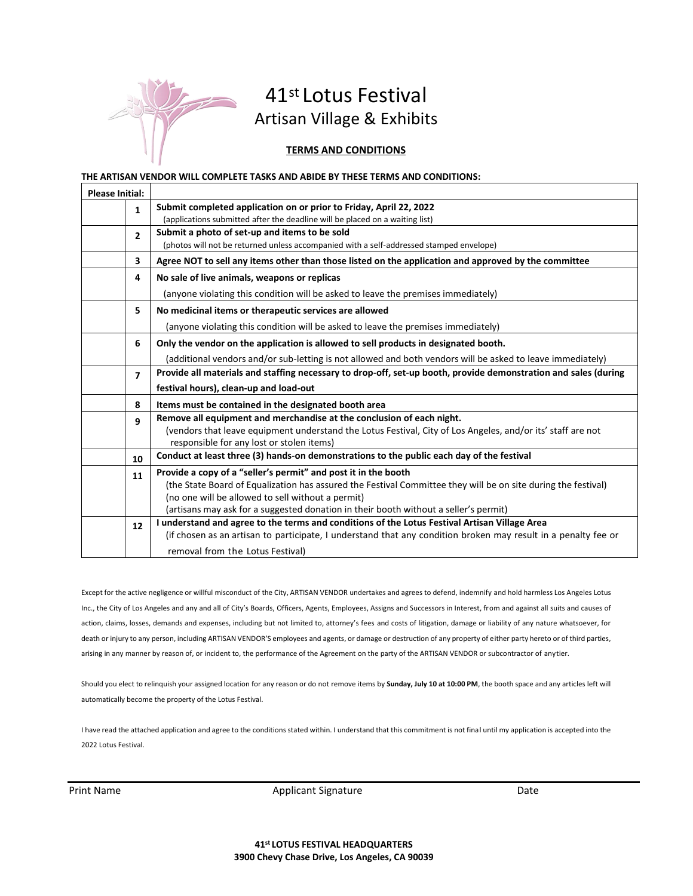# 41st Lotus Festival
## Artisan Village & Exhibits

**TERMS AND CONDITIONS**

**THE ARTISAN VENDOR WILL COMPLETE TASKS AND ABIDE BY THESE TERMS AND CONDITIONS:**

| Please Initial: | | |
|---|---|---|
| | 1 | **Submit completed application on or prior to Friday, April 22, 2022**<br>(applications submitted after the deadline will be placed on a waiting list) |
| | 2 | **Submit a photo of set-up and items to be sold**<br>(photos will not be returned unless accompanied with a self-addressed stamped envelope) |
| | 3 | **Agree NOT to sell any items other than those listed on the application and approved by the committee** |
| | 4 | **No sale of live animals, weapons or replicas**<br>(anyone violating this condition will be asked to leave the premises immediately) |
| | 5 | **No medicinal items or therapeutic services are allowed**<br>(anyone violating this condition will be asked to leave the premises immediately) |
| | 6 | **Only the vendor on the application is allowed to sell products in designated booth.**<br>(additional vendors and/or sub-letting is not allowed and both vendors will be asked to leave immediately) |
| | 7 | **Provide all materials and staffing necessary to drop-off, set-up booth, provide demonstration and sales (during festival hours), clean-up and load-out** |
| | 8 | **Items must be contained in the designated booth area** |
| | 9 | **Remove all equipment and merchandise at the conclusion of each night.**<br>(vendors that leave equipment understand the Lotus Festival, City of Los Angeles, and/or its' staff are not responsible for any lost or stolen items) |
| | 10 | **Conduct at least three (3) hands-on demonstrations to the public each day of the festival** |
| | 11 | **Provide a copy of a "seller's permit" and post it in the booth**<br>(the State Board of Equalization has assured the Festival Committee they will be on site during the festival)<br>(no one will be allowed to sell without a permit)<br>(artisans may ask for a suggested donation in their booth without a seller's permit) |
| | 12 | **I understand and agree to the terms and conditions of the Lotus Festival Artisan Village Area**<br>(if chosen as an artisan to participate, I understand that any condition broken may result in a penalty fee or removal from the Lotus Festival) |

Except for the active negligence or willful misconduct of the City, ARTISAN VENDOR undertakes and agrees to defend, indemnify and hold harmless Los Angeles Lotus Inc., the City of Los Angeles and any and all of City's Boards, Officers, Agents, Employees, Assigns and Successors in Interest, from and against all suits and causes of action, claims, losses, demands and expenses, including but not limited to, attorney's fees and costs of litigation, damage or liability of any nature whatsoever, for death or injury to any person, including ARTISAN VENDOR'S employees and agents, or damage or destruction of any property of either party hereto or of third parties, arising in any manner by reason of, or incident to, the performance of the Agreement on the party of the ARTISAN VENDOR or subcontractor of anytier.

Should you elect to relinquish your assigned location for any reason or do not remove items by **Sunday, July 10 at 10:00 PM**, the booth space and any articles left will automatically become the property of the Lotus Festival.

I have read the attached application and agree to the conditions stated within. I understand that this commitment is not final until my application is accepted into the 2022 Lotus Festival.

Print Name　　　　　　　　Applicant Signature　　　　　　　　Date

**41st LOTUS FESTIVAL HEADQUARTERS**
**3900 Chevy Chase Drive, Los Angeles, CA 90039**